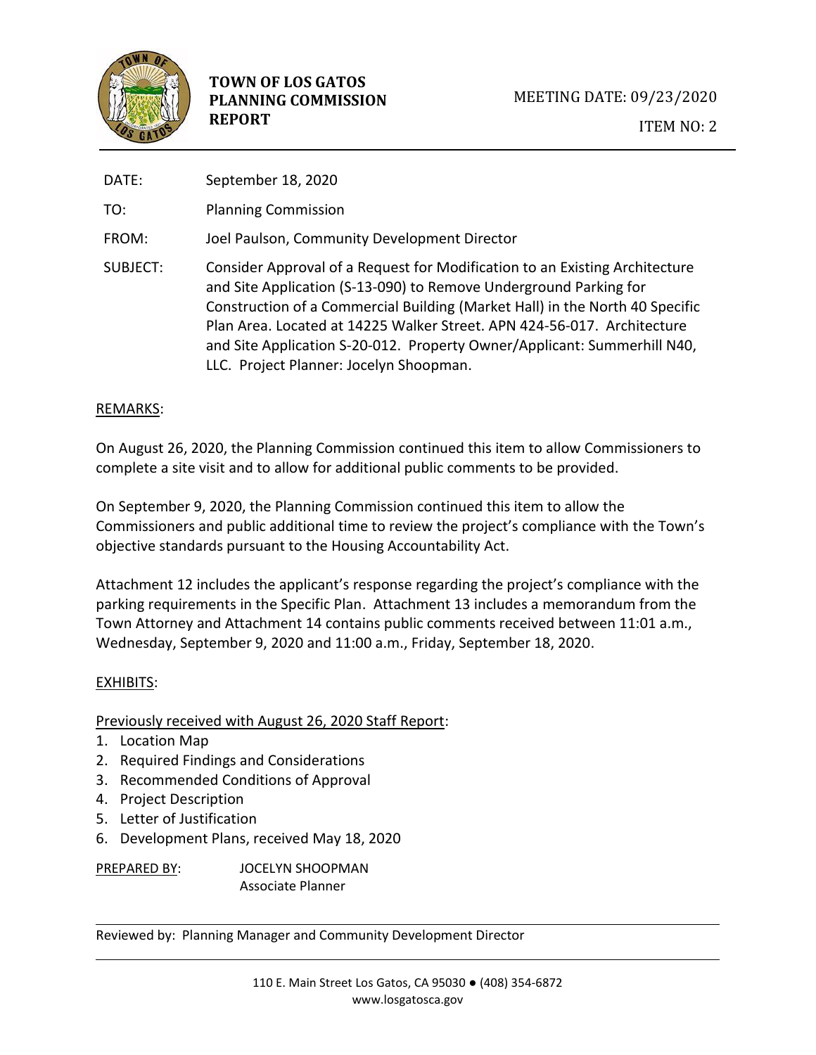# TOWN OF LOS GATOS PLANNING COMMISSION REPORT

MEETING DATE: 09/23/2020

ITEM NO: 2

DATE: September 18, 2020

TO: Planning Commission

FROM: Joel Paulson, Community Development Director

SUBJECT: Consider Approval of a Request for Modification to an Existing Architecture and Site Application (S-13-090) to Remove Underground Parking for Construction of a Commercial Building (Market Hall) in the North 40 Specific Plan Area. Located at 14225 Walker Street. APN 424-56-017. Architecture and Site Application S-20-012. Property Owner/Applicant: Summerhill N40, LLC. Project Planner: Jocelyn Shoopman.

REMARKS:

On August 26, 2020, the Planning Commission continued this item to allow Commissioners to complete a site visit and to allow for additional public comments to be provided.

On September 9, 2020, the Planning Commission continued this item to allow the Commissioners and public additional time to review the project's compliance with the Town's objective standards pursuant to the Housing Accountability Act.

Attachment 12 includes the applicant's response regarding the project's compliance with the parking requirements in the Specific Plan. Attachment 13 includes a memorandum from the Town Attorney and Attachment 14 contains public comments received between 11:01 a.m., Wednesday, September 9, 2020 and 11:00 a.m., Friday, September 18, 2020.

EXHIBITS:

Previously received with August 26, 2020 Staff Report:

1. Location Map
2. Required Findings and Considerations
3. Recommended Conditions of Approval
4. Project Description
5. Letter of Justification
6. Development Plans, received May 18, 2020

PREPARED BY: JOCELYN SHOOPMAN
Associate Planner

Reviewed by: Planning Manager and Community Development Director

110 E. Main Street Los Gatos, CA 95030 ● (408) 354-6872
www.losgatosca.gov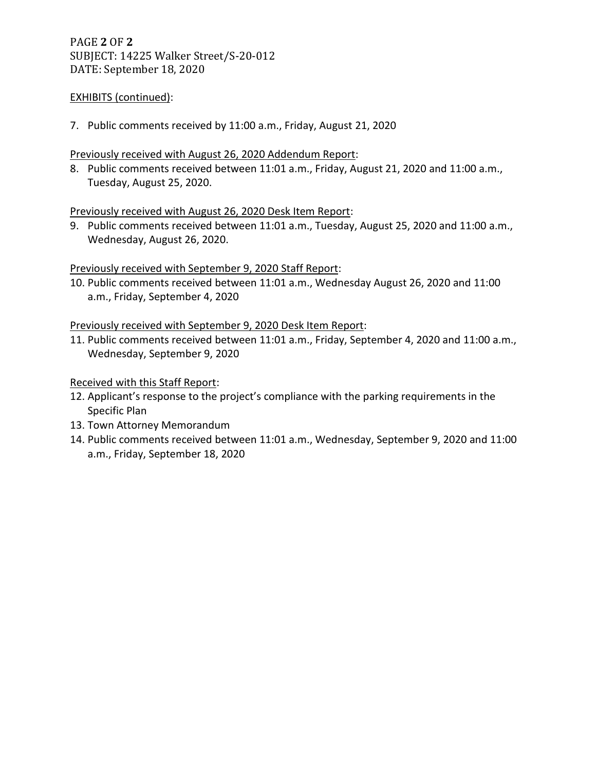SUBJECT: 14225 Walker Street/S-20-012
DATE: September 18, 2020

EXHIBITS (continued):

7. Public comments received by 11:00 a.m., Friday, August 21, 2020

Previously received with August 26, 2020 Addendum Report:

8. Public comments received between 11:01 a.m., Friday, August 21, 2020 and 11:00 a.m., Tuesday, August 25, 2020.

Previously received with August 26, 2020 Desk Item Report:

9. Public comments received between 11:01 a.m., Tuesday, August 25, 2020 and 11:00 a.m., Wednesday, August 26, 2020.

Previously received with September 9, 2020 Staff Report:

10. Public comments received between 11:01 a.m., Wednesday August 26, 2020 and 11:00 a.m., Friday, September 4, 2020

Previously received with September 9, 2020 Desk Item Report:

11. Public comments received between 11:01 a.m., Friday, September 4, 2020 and 11:00 a.m., Wednesday, September 9, 2020

Received with this Staff Report:

12. Applicant's response to the project's compliance with the parking requirements in the Specific Plan
13. Town Attorney Memorandum
14. Public comments received between 11:01 a.m., Wednesday, September 9, 2020 and 11:00 a.m., Friday, September 18, 2020